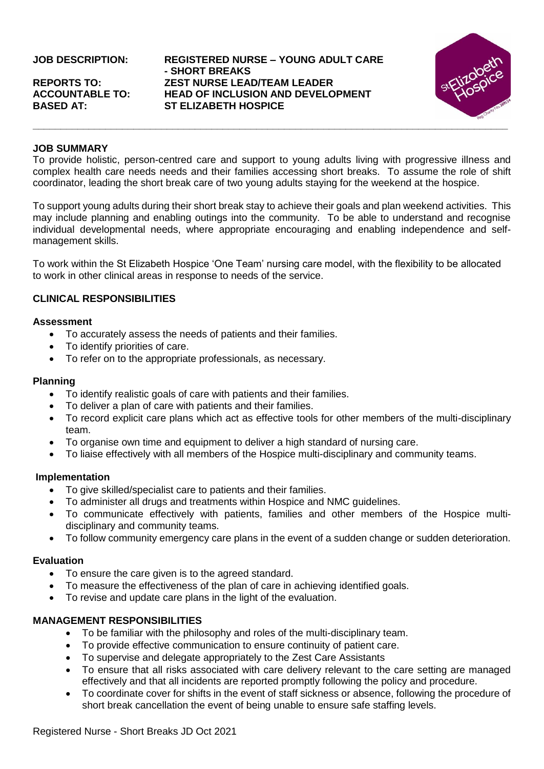**JOB DESCRIPTION:** **REGISTERED NURSE – YOUNG ADULT CARE - SHORT BREAKS**
**REPORTS TO:** **ZEST NURSE LEAD/TEAM LEADER**
**ACCOUNTABLE TO:** **HEAD OF INCLUSION AND DEVELOPMENT**
**BASED AT:** **ST ELIZABETH HOSPICE**

---

## JOB SUMMARY

To provide holistic, person-centred care and support to young adults living with progressive illness and complex health care needs needs and their families accessing short breaks. To assume the role of shift coordinator, leading the short break care of two young adults staying for the weekend at the hospice.

To support young adults during their short break stay to achieve their goals and plan weekend activities. This may include planning and enabling outings into the community. To be able to understand and recognise individual developmental needs, where appropriate encouraging and enabling independence and self-management skills.

To work within the St Elizabeth Hospice 'One Team' nursing care model, with the flexibility to be allocated to work in other clinical areas in response to needs of the service.

## CLINICAL RESPONSIBILITIES

### Assessment

- To accurately assess the needs of patients and their families.
- To identify priorities of care.
- To refer on to the appropriate professionals, as necessary.

### Planning

- To identify realistic goals of care with patients and their families.
- To deliver a plan of care with patients and their families.
- To record explicit care plans which act as effective tools for other members of the multi-disciplinary team.
- To organise own time and equipment to deliver a high standard of nursing care.
- To liaise effectively with all members of the Hospice multi-disciplinary and community teams.

### Implementation

- To give skilled/specialist care to patients and their families.
- To administer all drugs and treatments within Hospice and NMC guidelines.
- To communicate effectively with patients, families and other members of the Hospice multi-disciplinary and community teams.
- To follow community emergency care plans in the event of a sudden change or sudden deterioration.

### Evaluation

- To ensure the care given is to the agreed standard.
- To measure the effectiveness of the plan of care in achieving identified goals.
- To revise and update care plans in the light of the evaluation.

## MANAGEMENT RESPONSIBILITIES

- To be familiar with the philosophy and roles of the multi-disciplinary team.
- To provide effective communication to ensure continuity of patient care.
- To supervise and delegate appropriately to the Zest Care Assistants
- To ensure that all risks associated with care delivery relevant to the care setting are managed effectively and that all incidents are reported promptly following the policy and procedure.
- To coordinate cover for shifts in the event of staff sickness or absence, following the procedure of short break cancellation the event of being unable to ensure safe staffing levels.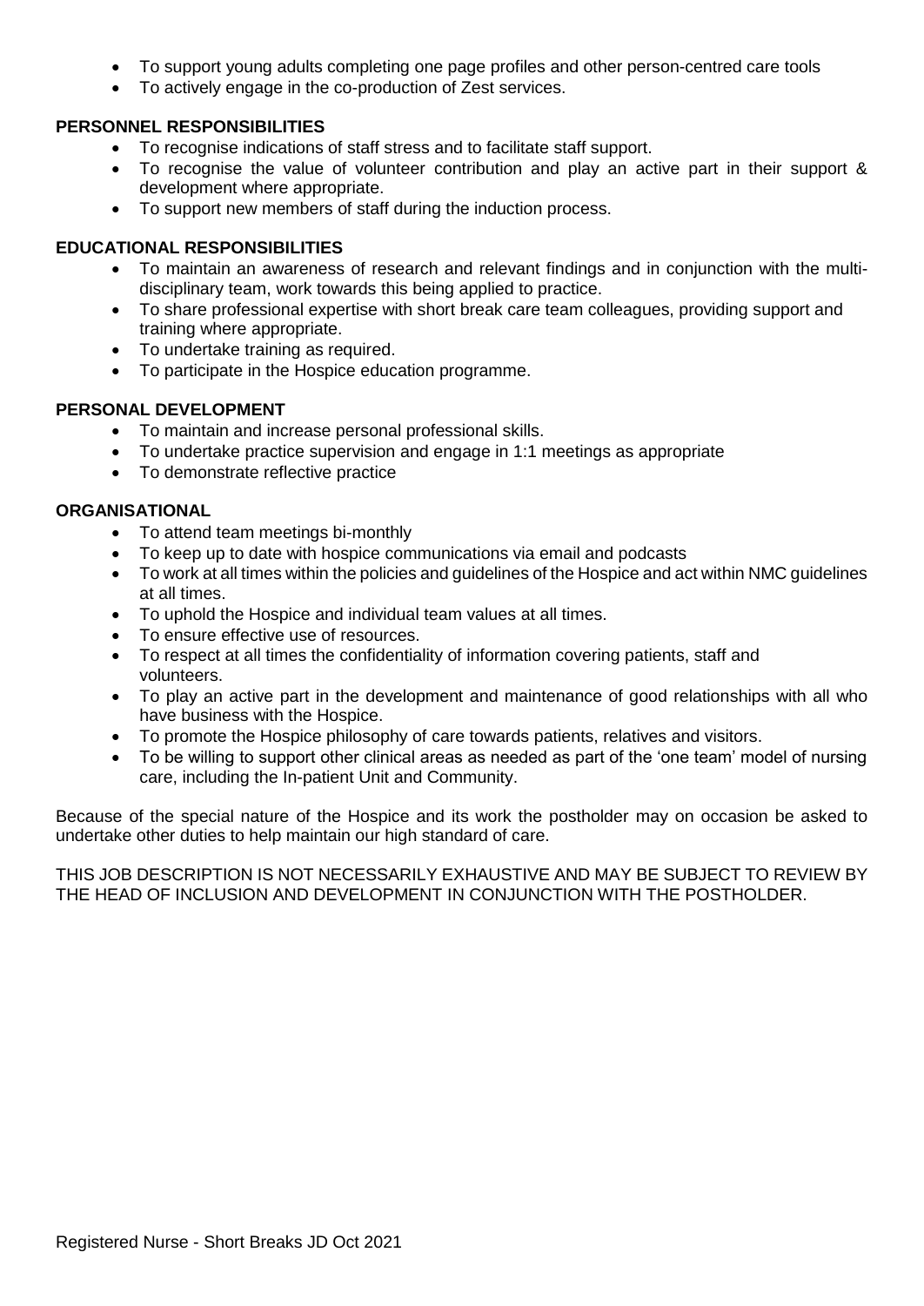- To support young adults completing one page profiles and other person-centred care tools
- To actively engage in the co-production of Zest services.

**PERSONNEL RESPONSIBILITIES**

- To recognise indications of staff stress and to facilitate staff support.
- To recognise the value of volunteer contribution and play an active part in their support & development where appropriate.
- To support new members of staff during the induction process.

**EDUCATIONAL RESPONSIBILITIES**

- To maintain an awareness of research and relevant findings and in conjunction with the multi-disciplinary team, work towards this being applied to practice.
- To share professional expertise with short break care team colleagues, providing support and training where appropriate.
- To undertake training as required.
- To participate in the Hospice education programme.

**PERSONAL DEVELOPMENT**

- To maintain and increase personal professional skills.
- To undertake practice supervision and engage in 1:1 meetings as appropriate
- To demonstrate reflective practice

**ORGANISATIONAL**

- To attend team meetings bi-monthly
- To keep up to date with hospice communications via email and podcasts
- To work at all times within the policies and guidelines of the Hospice and act within NMC guidelines at all times.
- To uphold the Hospice and individual team values at all times.
- To ensure effective use of resources.
- To respect at all times the confidentiality of information covering patients, staff and volunteers.
- To play an active part in the development and maintenance of good relationships with all who have business with the Hospice.
- To promote the Hospice philosophy of care towards patients, relatives and visitors.
- To be willing to support other clinical areas as needed as part of the 'one team' model of nursing care, including the In-patient Unit and Community.

Because of the special nature of the Hospice and its work the postholder may on occasion be asked to undertake other duties to help maintain our high standard of care.

THIS JOB DESCRIPTION IS NOT NECESSARILY EXHAUSTIVE AND MAY BE SUBJECT TO REVIEW BY THE HEAD OF INCLUSION AND DEVELOPMENT IN CONJUNCTION WITH THE POSTHOLDER.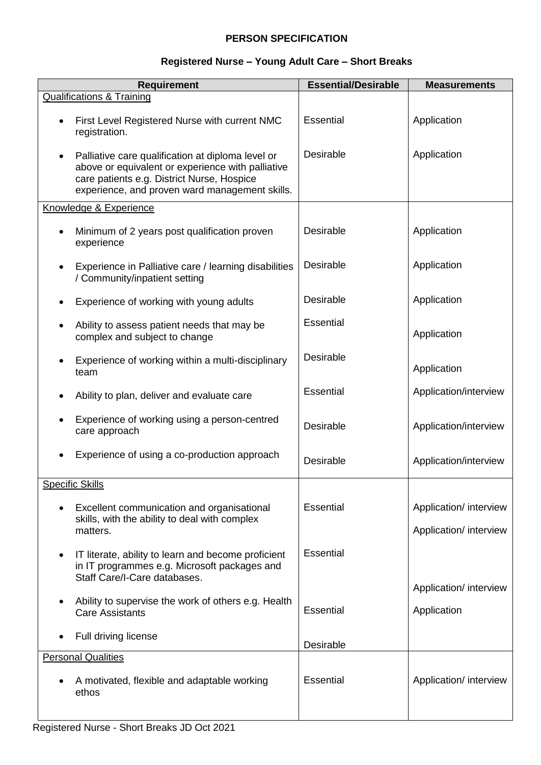**PERSON SPECIFICATION**

**Registered Nurse – Young Adult Care – Short Breaks**

| Requirement | Essential/Desirable | Measurements |
|---|---|---|
| Qualifications & Training | | |
| • First Level Registered Nurse with current NMC registration. | Essential | Application |
| • Palliative care qualification at diploma level or above or equivalent or experience with palliative care patients e.g. District Nurse, Hospice experience, and proven ward management skills. | Desirable | Application |
| Knowledge & Experience | | |
| • Minimum of 2 years post qualification proven experience | Desirable | Application |
| • Experience in Palliative care / learning disabilities / Community/inpatient setting | Desirable | Application |
| • Experience of working with young adults | Desirable | Application |
| • Ability to assess patient needs that may be complex and subject to change | Essential | Application |
| • Experience of working within a multi-disciplinary team | Desirable | Application |
| • Ability to plan, deliver and evaluate care | Essential | Application/interview |
| • Experience of working using a person-centred care approach | Desirable | Application/interview |
| • Experience of using a co-production approach | Desirable | Application/interview |
| Specific Skills | | |
| • Excellent communication and organisational skills, with the ability to deal with complex matters. | Essential | Application/ interview |
| • IT literate, ability to learn and become proficient in IT programmes e.g. Microsoft packages and Staff Care/I-Care databases. | Essential | Application/ interview |
| • Ability to supervise the work of others e.g. Health Care Assistants | Essential | Application/ interview |
| • Full driving license | Desirable | Application |
| Personal Qualities | | |
| • A motivated, flexible and adaptable working ethos | Essential | Application/ interview |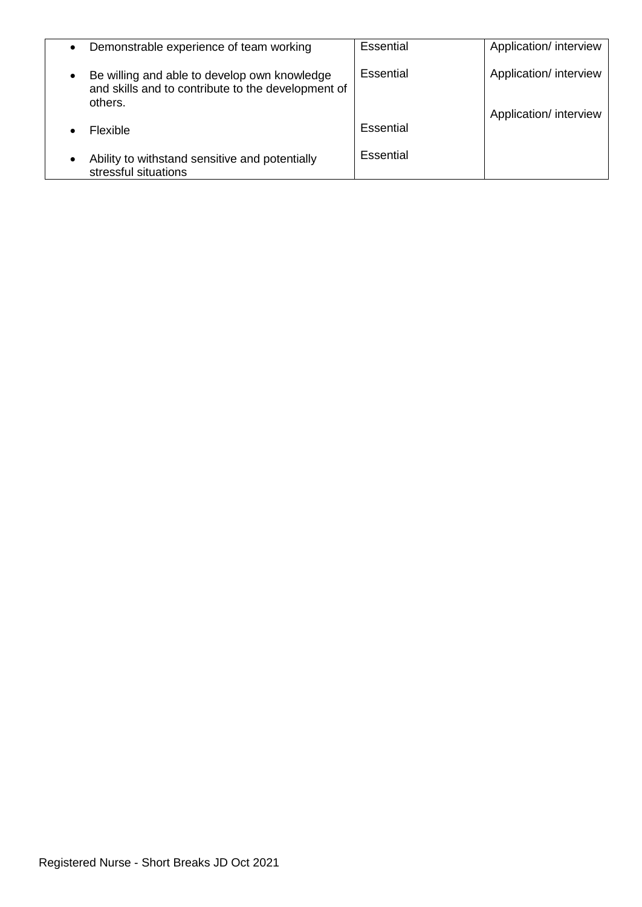| | | |
|---|---|---|
| • Demonstrable experience of team working | Essential | Application/ interview |
| • Be willing and able to develop own knowledge and skills and to contribute to the development of others. | Essential | Application/ interview |
| • Flexible | Essential | Application/ interview |
| • Ability to withstand sensitive and potentially stressful situations | Essential | |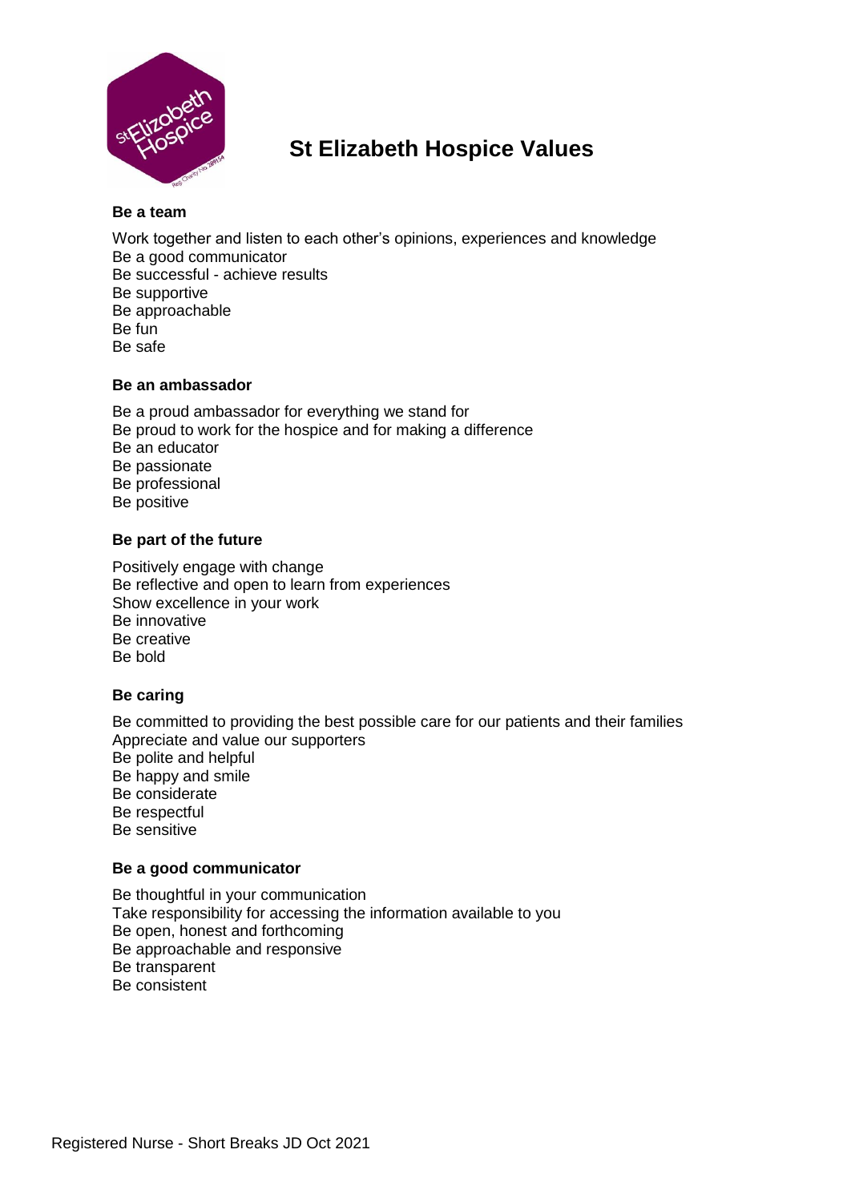# St Elizabeth Hospice Values

**Be a team**

Work together and listen to each other's opinions, experiences and knowledge
Be a good communicator
Be successful - achieve results
Be supportive
Be approachable
Be fun
Be safe

**Be an ambassador**

Be a proud ambassador for everything we stand for
Be proud to work for the hospice and for making a difference
Be an educator
Be passionate
Be professional
Be positive

**Be part of the future**

Positively engage with change
Be reflective and open to learn from experiences
Show excellence in your work
Be innovative
Be creative
Be bold

**Be caring**

Be committed to providing the best possible care for our patients and their families
Appreciate and value our supporters
Be polite and helpful
Be happy and smile
Be considerate
Be respectful
Be sensitive

**Be a good communicator**

Be thoughtful in your communication
Take responsibility for accessing the information available to you
Be open, honest and forthcoming
Be approachable and responsive
Be transparent
Be consistent